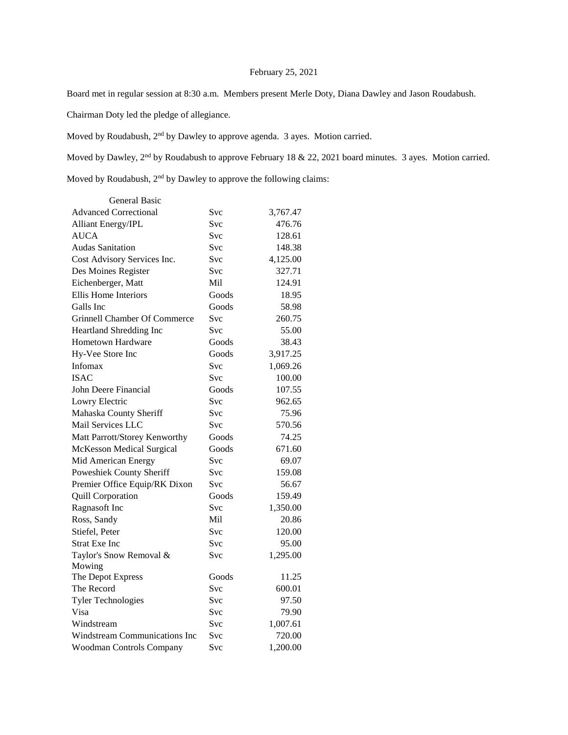February 25, 2021

Board met in regular session at 8:30 a.m. Members present Merle Doty, Diana Dawley and Jason Roudabush.

Chairman Doty led the pledge of allegiance.

Moved by Roudabush, 2nd by Dawley to approve agenda. 3 ayes. Motion carried.

Moved by Dawley, 2nd by Roudabush to approve February 18 & 22, 2021 board minutes. 3 ayes. Motion carried.

Moved by Roudabush, 2nd by Dawley to approve the following claims:

| General Basic | | |
|---|---|---|
| Advanced Correctional | Svc | 3,767.47 |
| Alliant Energy/IPL | Svc | 476.76 |
| AUCA | Svc | 128.61 |
| Audas Sanitation | Svc | 148.38 |
| Cost Advisory Services Inc. | Svc | 4,125.00 |
| Des Moines Register | Svc | 327.71 |
| Eichenberger, Matt | Mil | 124.91 |
| Ellis Home Interiors | Goods | 18.95 |
| Galls Inc | Goods | 58.98 |
| Grinnell Chamber Of Commerce | Svc | 260.75 |
| Heartland Shredding Inc | Svc | 55.00 |
| Hometown Hardware | Goods | 38.43 |
| Hy-Vee Store Inc | Goods | 3,917.25 |
| Infomax | Svc | 1,069.26 |
| ISAC | Svc | 100.00 |
| John Deere Financial | Goods | 107.55 |
| Lowry Electric | Svc | 962.65 |
| Mahaska County Sheriff | Svc | 75.96 |
| Mail Services LLC | Svc | 570.56 |
| Matt Parrott/Storey Kenworthy | Goods | 74.25 |
| McKesson Medical Surgical | Goods | 671.60 |
| Mid American Energy | Svc | 69.07 |
| Poweshiek County Sheriff | Svc | 159.08 |
| Premier Office Equip/RK Dixon | Svc | 56.67 |
| Quill Corporation | Goods | 159.49 |
| Ragnasoft Inc | Svc | 1,350.00 |
| Ross, Sandy | Mil | 20.86 |
| Stiefel, Peter | Svc | 120.00 |
| Strat Exe Inc | Svc | 95.00 |
| Taylor's Snow Removal & Mowing | Svc | 1,295.00 |
| The Depot Express | Goods | 11.25 |
| The Record | Svc | 600.01 |
| Tyler Technologies | Svc | 97.50 |
| Visa | Svc | 79.90 |
| Windstream | Svc | 1,007.61 |
| Windstream Communications Inc | Svc | 720.00 |
| Woodman Controls Company | Svc | 1,200.00 |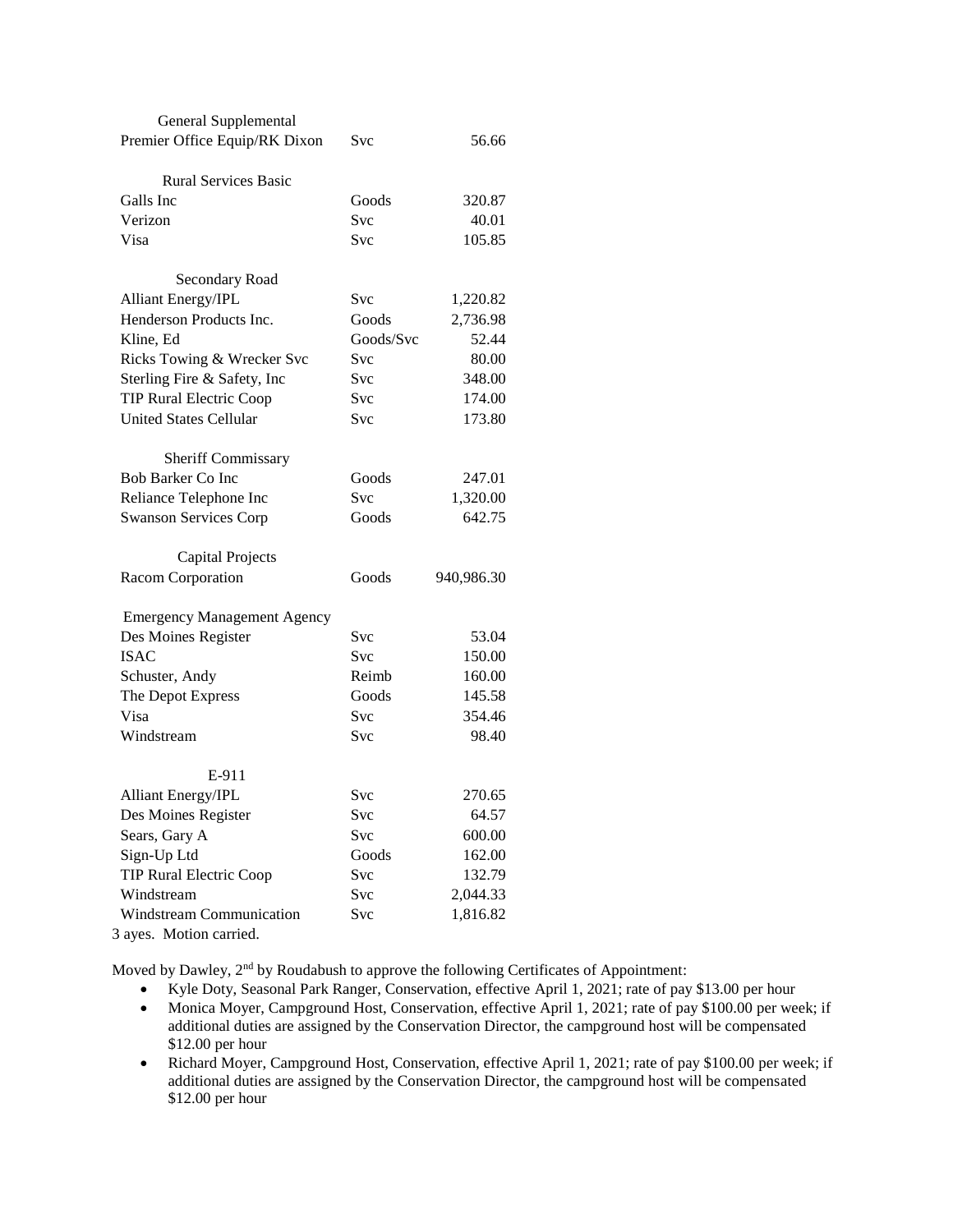| | | |
|---|---|---|
| General Supplemental | | |
| Premier Office Equip/RK Dixon | Svc | 56.66 |
| | | |
| Rural Services Basic | | |
| Galls Inc | Goods | 320.87 |
| Verizon | Svc | 40.01 |
| Visa | Svc | 105.85 |
| | | |
| Secondary Road | | |
| Alliant Energy/IPL | Svc | 1,220.82 |
| Henderson Products Inc. | Goods | 2,736.98 |
| Kline, Ed | Goods/Svc | 52.44 |
| Ricks Towing & Wrecker Svc | Svc | 80.00 |
| Sterling Fire & Safety, Inc | Svc | 348.00 |
| TIP Rural Electric Coop | Svc | 174.00 |
| United States Cellular | Svc | 173.80 |
| | | |
| Sheriff Commissary | | |
| Bob Barker Co Inc | Goods | 247.01 |
| Reliance Telephone Inc | Svc | 1,320.00 |
| Swanson Services Corp | Goods | 642.75 |
| | | |
| Capital Projects | | |
| Racom Corporation | Goods | 940,986.30 |
| | | |
| Emergency Management Agency | | |
| Des Moines Register | Svc | 53.04 |
| ISAC | Svc | 150.00 |
| Schuster, Andy | Reimb | 160.00 |
| The Depot Express | Goods | 145.58 |
| Visa | Svc | 354.46 |
| Windstream | Svc | 98.40 |
| | | |
| E-911 | | |
| Alliant Energy/IPL | Svc | 270.65 |
| Des Moines Register | Svc | 64.57 |
| Sears, Gary A | Svc | 600.00 |
| Sign-Up Ltd | Goods | 162.00 |
| TIP Rural Electric Coop | Svc | 132.79 |
| Windstream | Svc | 2,044.33 |
| Windstream Communication | Svc | 1,816.82 |

3 ayes. Motion carried.

Moved by Dawley, 2nd by Roudabush to approve the following Certificates of Appointment:

- Kyle Doty, Seasonal Park Ranger, Conservation, effective April 1, 2021; rate of pay $13.00 per hour
- Monica Moyer, Campground Host, Conservation, effective April 1, 2021; rate of pay $100.00 per week; if additional duties are assigned by the Conservation Director, the campground host will be compensated $12.00 per hour
- Richard Moyer, Campground Host, Conservation, effective April 1, 2021; rate of pay $100.00 per week; if additional duties are assigned by the Conservation Director, the campground host will be compensated $12.00 per hour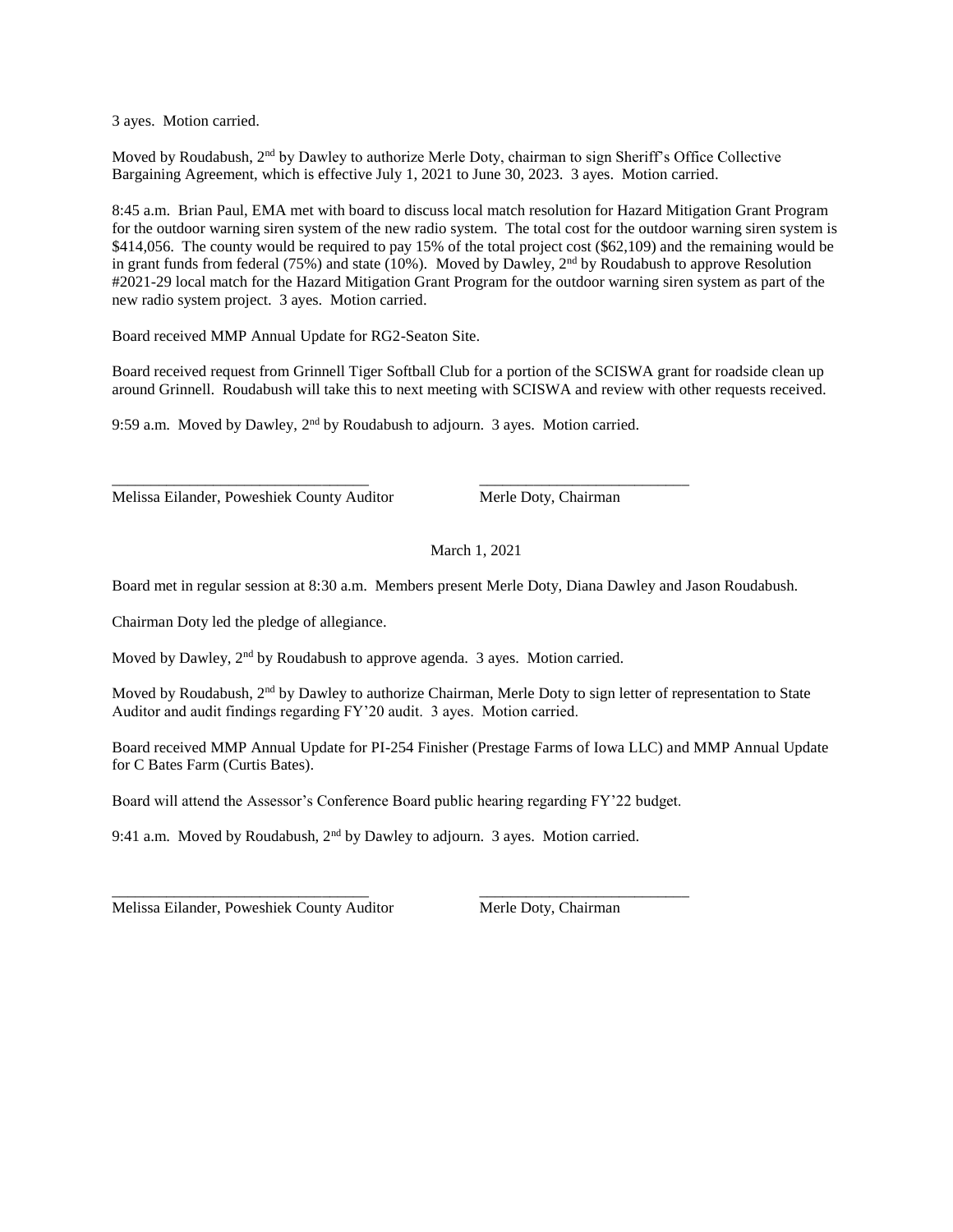3 ayes. Motion carried.

Moved by Roudabush, 2nd by Dawley to authorize Merle Doty, chairman to sign Sheriff's Office Collective Bargaining Agreement, which is effective July 1, 2021 to June 30, 2023. 3 ayes. Motion carried.

8:45 a.m. Brian Paul, EMA met with board to discuss local match resolution for Hazard Mitigation Grant Program for the outdoor warning siren system of the new radio system. The total cost for the outdoor warning siren system is $414,056. The county would be required to pay 15% of the total project cost ($62,109) and the remaining would be in grant funds from federal (75%) and state (10%). Moved by Dawley, 2nd by Roudabush to approve Resolution #2021-29 local match for the Hazard Mitigation Grant Program for the outdoor warning siren system as part of the new radio system project. 3 ayes. Motion carried.

Board received MMP Annual Update for RG2-Seaton Site.

Board received request from Grinnell Tiger Softball Club for a portion of the SCISWA grant for roadside clean up around Grinnell. Roudabush will take this to next meeting with SCISWA and review with other requests received.

9:59 a.m. Moved by Dawley, 2nd by Roudabush to adjourn. 3 ayes. Motion carried.

\_\_\_\_\_\_\_\_\_\_\_\_\_\_\_\_\_\_\_\_\_\_\_\_\_\_\_\_\_\_\_\_ \_\_\_\_\_\_\_\_\_\_\_\_\_\_\_\_\_\_\_\_\_\_\_\_\_\_\_

Melissa Eilander, Poweshiek County Auditor Merle Doty, Chairman

March 1, 2021

Board met in regular session at 8:30 a.m. Members present Merle Doty, Diana Dawley and Jason Roudabush.

Chairman Doty led the pledge of allegiance.

Moved by Dawley, 2nd by Roudabush to approve agenda. 3 ayes. Motion carried.

Moved by Roudabush, 2nd by Dawley to authorize Chairman, Merle Doty to sign letter of representation to State Auditor and audit findings regarding FY'20 audit. 3 ayes. Motion carried.

Board received MMP Annual Update for PI-254 Finisher (Prestage Farms of Iowa LLC) and MMP Annual Update for C Bates Farm (Curtis Bates).

Board will attend the Assessor's Conference Board public hearing regarding FY'22 budget.

9:41 a.m. Moved by Roudabush, 2nd by Dawley to adjourn. 3 ayes. Motion carried.

\_\_\_\_\_\_\_\_\_\_\_\_\_\_\_\_\_\_\_\_\_\_\_\_\_\_\_\_\_\_\_\_ \_\_\_\_\_\_\_\_\_\_\_\_\_\_\_\_\_\_\_\_\_\_\_\_\_\_\_

Melissa Eilander, Poweshiek County Auditor Merle Doty, Chairman